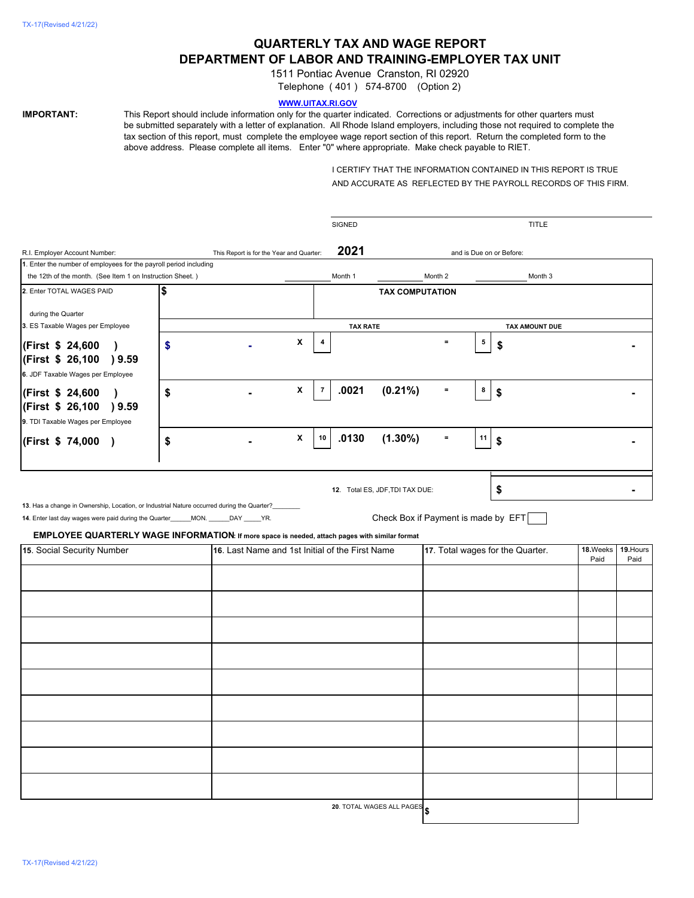# QUARTERLY TAX AND WAGE REPORT
# DEPARTMENT OF LABOR AND TRAINING-EMPLOYER TAX UNIT

1511 Pontiac Avenue Cranston, RI 02920

Telephone ( 401 ) 574-8700 (Option 2)

WWW.UITAX.RI.GOV

**IMPORTANT:** This Report should include information only for the quarter indicated. Corrections or adjustments for other quarters must be submitted separately with a letter of explanation. All Rhode Island employers, including those not required to complete the tax section of this report, must complete the employee wage report section of this report. Return the completed form to the above address. Please complete all items. Enter "0" where appropriate. Make check payable to RIET.

I CERTIFY THAT THE INFORMATION CONTAINED IN THIS REPORT IS TRUE AND ACCURATE AS REFLECTED BY THE PAYROLL RECORDS OF THIS FIRM.

SIGNED ____________________ TITLE ____________________

R.I. Employer Account Number: ____________ This Report is for the Year and Quarter: **2021** and is Due on or Before: ____________

1. Enter the number of employees for the payroll period including the 12th of the month. (See Item 1 on Instruction Sheet.) ________ Month 1 ________ Month 2 ________ Month 3

2. Enter TOTAL WAGES PAID during the Quarter **$**

**TAX COMPUTATION**

| | | | TAX RATE | | TAX AMOUNT DUE |
|---|---|---|---|---|---|
| 3. ES Taxable Wages per Employee **(First $ 24,600 )** **(First $ 26,100 ) 9.59** | $ - | X | 4 | = | 5 $ - |
| 6. JDF Taxable Wages per Employee **(First $ 24,600 )** **(First $ 26,100 ) 9.59** | $ - | X | 7 **.0021 (0.21%)** | = | 8 $ - |
| 9. TDI Taxable Wages per Employee **(First $ 74,000 )** | $ - | X | 10 **.0130 (1.30%)** | = | 11 $ - |

12. Total ES, JDF,TDI TAX DUE: **$ -**

13. Has a change in Ownership, Location, or Industrial Nature occurred during the Quarter?________

14. Enter last day wages were paid during the Quarter______MON. ______DAY _____YR.

Check Box if Payment is made by EFT ☐

**EMPLOYEE QUARTERLY WAGE INFORMATION: If more space is needed, attach pages with similar format**

| 15. Social Security Number | 16. Last Name and 1st Initial of the First Name | 17. Total wages for the Quarter. | 18. Weeks Paid | 19. Hours Paid |
|---|---|---|---|---|
| | | | | |
| | | | | |
| | | | | |
| | | | | |
| | | | | |
| | | | | |
| | | | | |
| | | | | |
| | | | | |

20. TOTAL WAGES ALL PAGES **$**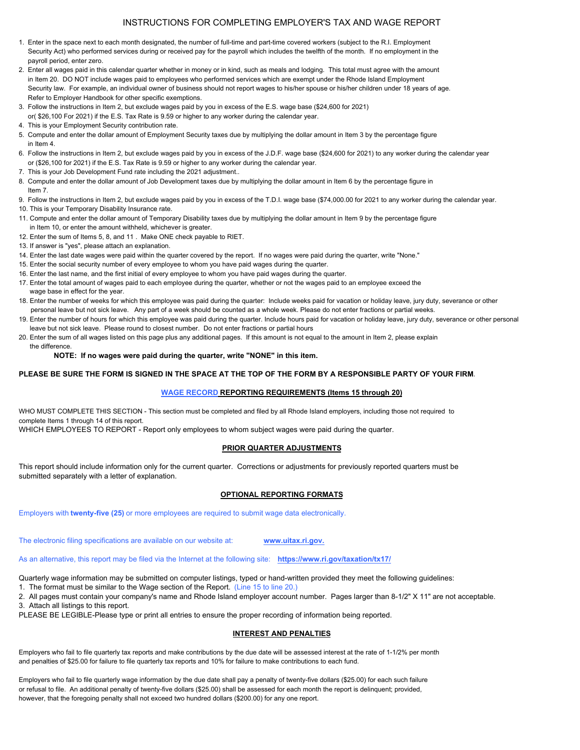# INSTRUCTIONS FOR COMPLETING EMPLOYER'S TAX AND WAGE REPORT

1. Enter in the space next to each month designated, the number of full-time and part-time covered workers (subject to the R.I. Employment Security Act) who performed services during or received pay for the payroll which includes the twelfth of the month. If no employment in the payroll period, enter zero.
2. Enter all wages paid in this calendar quarter whether in money or in kind, such as meals and lodging. This total must agree with the amount in Item 20. DO NOT include wages paid to employees who performed services which are exempt under the Rhode Island Employment Security law. For example, an individual owner of business should not report wages to his/her spouse or his/her children under 18 years of age. Refer to Employer Handbook for other specific exemptions.
3. Follow the instructions in Item 2, but exclude wages paid by you in excess of the E.S. wage base ($24,600 for 2021) or( $26,100 For 2021) if the E.S. Tax Rate is 9.59 or higher to any worker during the calendar year.
4. This is your Employment Security contribution rate.
5. Compute and enter the dollar amount of Employment Security taxes due by multiplying the dollar amount in Item 3 by the percentage figure in Item 4.
6. Follow the instructions in Item 2, but exclude wages paid by you in excess of the J.D.F. wage base ($24,600 for 2021) to any worker during the calendar year or ($26,100 for 2021) if the E.S. Tax Rate is 9.59 or higher to any worker during the calendar year.
7. This is your Job Development Fund rate including the 2021 adjustment..
8. Compute and enter the dollar amount of Job Development taxes due by multiplying the dollar amount in Item 6 by the percentage figure in Item 7.
9. Follow the instructions in Item 2, but exclude wages paid by you in excess of the T.D.I. wage base ($74,000.00 for 2021 to any worker during the calendar year.
10. This is your Temporary Disability Insurance rate.
11. Compute and enter the dollar amount of Temporary Disability taxes due by multiplying the dollar amount in Item 9 by the percentage figure in Item 10, or enter the amount withheld, whichever is greater.
12. Enter the sum of Items 5, 8, and 11 . Make ONE check payable to RIET.
13. If answer is "yes", please attach an explanation.
14. Enter the last date wages were paid within the quarter covered by the report. If no wages were paid during the quarter, write "None."
15. Enter the social security number of every employee to whom you have paid wages during the quarter.
16. Enter the last name, and the first initial of every employee to whom you have paid wages during the quarter.
17. Enter the total amount of wages paid to each employee during the quarter, whether or not the wages paid to an employee exceed the wage base in effect for the year.
18. Enter the number of weeks for which this employee was paid during the quarter: Include weeks paid for vacation or holiday leave, jury duty, severance or other personal leave but not sick leave. Any part of a week should be counted as a whole week. Please do not enter fractions or partial weeks.
19. Enter the number of hours for which this employee was paid during the quarter. Include hours paid for vacation or holiday leave, jury duty, severance or other personal leave but not sick leave. Please round to closest number. Do not enter fractions or partial hours
20. Enter the sum of all wages listed on this page plus any additional pages. If this amount is not equal to the amount in Item 2, please explain the difference.

**NOTE: If no wages were paid during the quarter, write "NONE" in this item.**

**PLEASE BE SURE THE FORM IS SIGNED IN THE SPACE AT THE TOP OF THE FORM BY A RESPONSIBLE PARTY OF YOUR FIRM.**

## WAGE RECORD REPORTING REQUIREMENTS (Items 15 through 20)

WHO MUST COMPLETE THIS SECTION - This section must be completed and filed by all Rhode Island employers, including those not required to complete Items 1 through 14 of this report.

WHICH EMPLOYEES TO REPORT - Report only employees to whom subject wages were paid during the quarter.

## PRIOR QUARTER ADJUSTMENTS

This report should include information only for the current quarter. Corrections or adjustments for previously reported quarters must be submitted separately with a letter of explanation.

## OPTIONAL REPORTING FORMATS

Employers with **twenty-five (25)** or more employees are required to submit wage data electronically.

The electronic filing specifications are available on our website at: **www.uitax.ri.gov.**

As an alternative, this report may be filed via the Internet at the following site: **https://www.ri.gov/taxation/tx17/**

Quarterly wage information may be submitted on computer listings, typed or hand-written provided they meet the following guidelines:

1. The format must be similar to the Wage section of the Report. (Line 15 to line 20.)
2. All pages must contain your company's name and Rhode Island employer account number. Pages larger than 8-1/2" X 11" are not acceptable.
3. Attach all listings to this report.

PLEASE BE LEGIBLE-Please type or print all entries to ensure the proper recording of information being reported.

## INTEREST AND PENALTIES

Employers who fail to file quarterly tax reports and make contributions by the due date will be assessed interest at the rate of 1-1/2% per month and penalties of $25.00 for failure to file quarterly tax reports and 10% for failure to make contributions to each fund.

Employers who fail to file quarterly wage information by the due date shall pay a penalty of twenty-five dollars ($25.00) for each such failure or refusal to file. An additional penalty of twenty-five dollars ($25.00) shall be assessed for each month the report is delinquent; provided, however, that the foregoing penalty shall not exceed two hundred dollars ($200.00) for any one report.